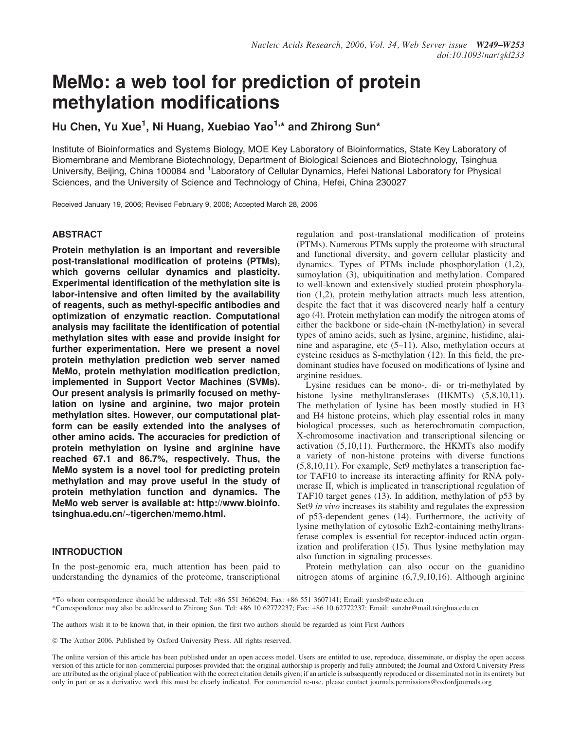# MeMo: a web tool for prediction of protein methylation modifications

**Hu Chen, Yu Xue[1], Ni Huang, Xuebiao Yao[1,*] and Zhirong Sun***

Institute of Bioinformatics and Systems Biology, MOE Key Laboratory of Bioinformatics, State Key Laboratory of Biomembrane and Membrane Biotechnology, Department of Biological Sciences and Biotechnology, Tsinghua University, Beijing, China 100084 and [1]Laboratory of Cellular Dynamics, Hefei National Laboratory for Physical Sciences, and the University of Science and Technology of China, Hefei, China 230027

Received January 19, 2006; Revised February 9, 2006; Accepted March 28, 2006

## ABSTRACT

**Protein methylation is an important and reversible post-translational modification of proteins (PTMs), which governs cellular dynamics and plasticity. Experimental identification of the methylation site is labor-intensive and often limited by the availability of reagents, such as methyl-specific antibodies and optimization of enzymatic reaction. Computational analysis may facilitate the identification of potential methylation sites with ease and provide insight for further experimentation. Here we present a novel protein methylation prediction web server named MeMo, protein methylation modification prediction, implemented in Support Vector Machines (SVMs). Our present analysis is primarily focused on methylation on lysine and arginine, two major protein methylation sites. However, our computational platform can be easily extended into the analyses of other amino acids. The accuracies for prediction of protein methylation on lysine and arginine have reached 67.1 and 86.7%, respectively. Thus, the MeMo system is a novel tool for predicting protein methylation and may prove useful in the study of protein methylation function and dynamics. The MeMo web server is available at: http://www.bioinfo.tsinghua.edu.cn/~tigerchen/memo.html.**

## INTRODUCTION

In the post-genomic era, much attention has been paid to understanding the dynamics of the proteome, transcriptional regulation and post-translational modification of proteins (PTMs). Numerous PTMs supply the proteome with structural and functional diversity, and govern cellular plasticity and dynamics. Types of PTMs include phosphorylation (1,2), sumoylation (3), ubiquitination and methylation. Compared to well-known and extensively studied protein phosphorylation (1,2), protein methylation attracts much less attention, despite the fact that it was discovered nearly half a century ago (4). Protein methylation can modify the nitrogen atoms of either the backbone or side-chain (N-methylation) in several types of amino acids, such as lysine, arginine, histidine, alainine and asparagine, etc (5–11). Also, methylation occurs at cysteine residues as S-methylation (12). In this field, the predominant studies have focused on modifications of lysine and arginine residues.

Lysine residues can be mono-, di- or tri-methylated by histone lysine methyltransferases (HKMTs) (5,8,10,11). The methylation of lysine has been mostly studied in H3 and H4 histone proteins, which play essential roles in many biological processes, such as heterochromatin compaction, X-chromosome inactivation and transcriptional silencing or activation (5,10,11). Furthermore, the HKMTs also modify a variety of non-histone proteins with diverse functions (5,8,10,11). For example, Set9 methylates a transcription factor TAF10 to increase its interacting affinity for RNA polymerase II, which is implicated in transcriptional regulation of TAF10 target genes (13). In addition, methylation of p53 by Set9 *in vivo* increases its stability and regulates the expression of p53-dependent genes (14). Furthermore, the activity of lysine methylation of cytosolic Ezh2-containing methyltransferase complex is essential for receptor-induced actin organization and proliferation (15). Thus lysine methylation may also function in signaling processes.

Protein methylation can also occur on the guanidino nitrogen atoms of arginine (6,7,9,10,16). Although arginine

*To whom correspondence should be addressed. Tel: +86 551 3606294; Fax: +86 551 3607141; Email: yaoxb@ustc.edu.cn

*Correspondence may also be addressed to Zhirong Sun. Tel: +86 10 62772237; Fax: +86 10 62772237; Email: sunzhr@mail.tsinghua.edu.cn

The authors wish it to be known that, in their opinion, the first two authors should be regarded as joint First Authors

© The Author 2006. Published by Oxford University Press. All rights reserved.

The online version of this article has been published under an open access model. Users are entitled to use, reproduce, disseminate, or display the open access version of this article for non-commercial purposes provided that: the original authorship is properly and fully attributed; the Journal and Oxford University Press are attributed as the original place of publication with the correct citation details given; if an article is subsequently reproduced or disseminated not in its entirety but only in part or as a derivative work this must be clearly indicated. For commercial re-use, please contact journals.permissions@oxfordjournals.org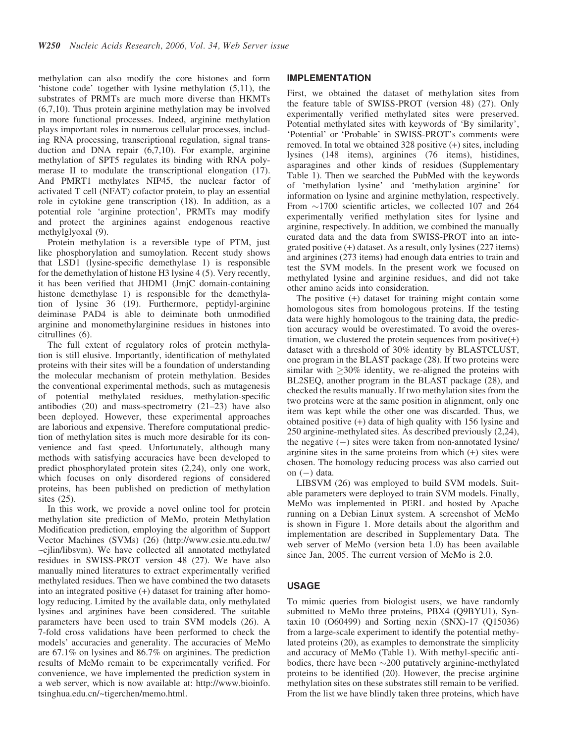methylation can also modify the core histones and form 'histone code' together with lysine methylation (5,11), the substrates of PRMTs are much more diverse than HKMTs (6,7,10). Thus protein arginine methylation may be involved in more functional processes. Indeed, arginine methylation plays important roles in numerous cellular processes, including RNA processing, transcriptional regulation, signal transduction and DNA repair (6,7,10). For example, arginine methylation of SPT5 regulates its binding with RNA polymerase II to modulate the transcriptional elongation (17). And PMRT1 methylates NIP45, the nuclear factor of activated T cell (NFAT) cofactor protein, to play an essential role in cytokine gene transcription (18). In addition, as a potential role 'arginine protection', PRMTs may modify and protect the arginines against endogenous reactive methylglyoxal (9).

Protein methylation is a reversible type of PTM, just like phosphorylation and sumoylation. Recent study shows that LSD1 (lysine-specific demethylase 1) is responsible for the demethylation of histone H3 lysine 4 (5). Very recently, it has been verified that JHDM1 (JmjC domain-containing histone demethylase 1) is responsible for the demethylation of lysine 36 (19). Furthermore, peptidyl-arginine deiminase PAD4 is able to deiminate both unmodified arginine and monomethylarginine residues in histones into citrullines (6).

The full extent of regulatory roles of protein methylation is still elusive. Importantly, identification of methylated proteins with their sites will be a foundation of understanding the molecular mechanism of protein methylation. Besides the conventional experimental methods, such as mutagenesis of potential methylated residues, methylation-specific antibodies (20) and mass-spectrometry (21–23) have also been deployed. However, these experimental approaches are laborious and expensive. Therefore computational prediction of methylation sites is much more desirable for its convenience and fast speed. Unfortunately, although many methods with satisfying accuracies have been developed to predict phosphorylated protein sites (2,24), only one work, which focuses on only disordered regions of considered proteins, has been published on prediction of methylation sites (25).

In this work, we provide a novel online tool for protein methylation site prediction of MeMo, protein Methylation Modification prediction, employing the algorithm of Support Vector Machines (SVMs) (26) (http://www.csie.ntu.edu.tw/~cjlin/libsvm). We have collected all annotated methylated residues in SWISS-PROT version 48 (27). We have also manually mined literatures to extract experimentally verified methylated residues. Then we have combined the two datasets into an integrated positive (+) dataset for training after homology reducing. Limited by the available data, only methylated lysines and arginines have been considered. The suitable parameters have been used to train SVM models (26). A 7-fold cross validations have been performed to check the models' accuracies and generality. The accuracies of MeMo are 67.1% on lysines and 86.7% on arginines. The prediction results of MeMo remain to be experimentally verified. For convenience, we have implemented the prediction system in a web server, which is now available at: http://www.bioinfo.tsinghua.edu.cn/~tigerchen/memo.html.

## IMPLEMENTATION

First, we obtained the dataset of methylation sites from the feature table of SWISS-PROT (version 48) (27). Only experimentally verified methylated sites were preserved. Potential methylated sites with keywords of 'By similarity', 'Potential' or 'Probable' in SWISS-PROT's comments were removed. In total we obtained 328 positive (+) sites, including lysines (148 items), arginines (76 items), histidines, asparagines and other kinds of residues (Supplementary Table 1). Then we searched the PubMed with the keywords of 'methylation lysine' and 'methylation arginine' for information on lysine and arginine methylation, respectively. From ~1700 scientific articles, we collected 107 and 264 experimentally verified methylation sites for lysine and arginine, respectively. In addition, we combined the manually curated data and the data from SWISS-PROT into an integrated positive (+) dataset. As a result, only lysines (227 items) and arginines (273 items) had enough data entries to train and test the SVM models. In the present work we focused on methylated lysine and arginine residues, and did not take other amino acids into consideration.

The positive (+) dataset for training might contain some homologous sites from homologous proteins. If the testing data were highly homologous to the training data, the prediction accuracy would be overestimated. To avoid the overestimation, we clustered the protein sequences from positive(+) dataset with a threshold of 30% identity by BLASTCLUST, one program in the BLAST package (28). If two proteins were similar with $\geq$30% identity, we re-aligned the proteins with BL2SEQ, another program in the BLAST package (28), and checked the results manually. If two methylation sites from the two proteins were at the same position in alignment, only one item was kept while the other one was discarded. Thus, we obtained positive (+) data of high quality with 156 lysine and 250 arginine-methylated sites. As described previously (2,24), the negative ($-$) sites were taken from non-annotated lysine/arginine sites in the same proteins from which (+) sites were chosen. The homology reducing process was also carried out on ($-$) data.

LIBSVM (26) was employed to build SVM models. Suitable parameters were deployed to train SVM models. Finally, MeMo was implemented in PERL and hosted by Apache running on a Debian Linux system. A screenshot of MeMo is shown in Figure 1. More details about the algorithm and implementation are described in Supplementary Data. The web server of MeMo (version beta 1.0) has been available since Jan, 2005. The current version of MeMo is 2.0.

## USAGE

To mimic queries from biologist users, we have randomly submitted to MeMo three proteins, PBX4 (Q9BYU1), Syntaxin 10 (O60499) and Sorting nexin (SNX)-17 (Q15036) from a large-scale experiment to identify the potential methylated proteins (20), as examples to demonstrate the simplicity and accuracy of MeMo (Table 1). With methyl-specific antibodies, there have been ~200 putatively arginine-methylated proteins to be identified (20). However, the precise arginine methylation sites on these substrates still remain to be verified. From the list we have blindly taken three proteins, which have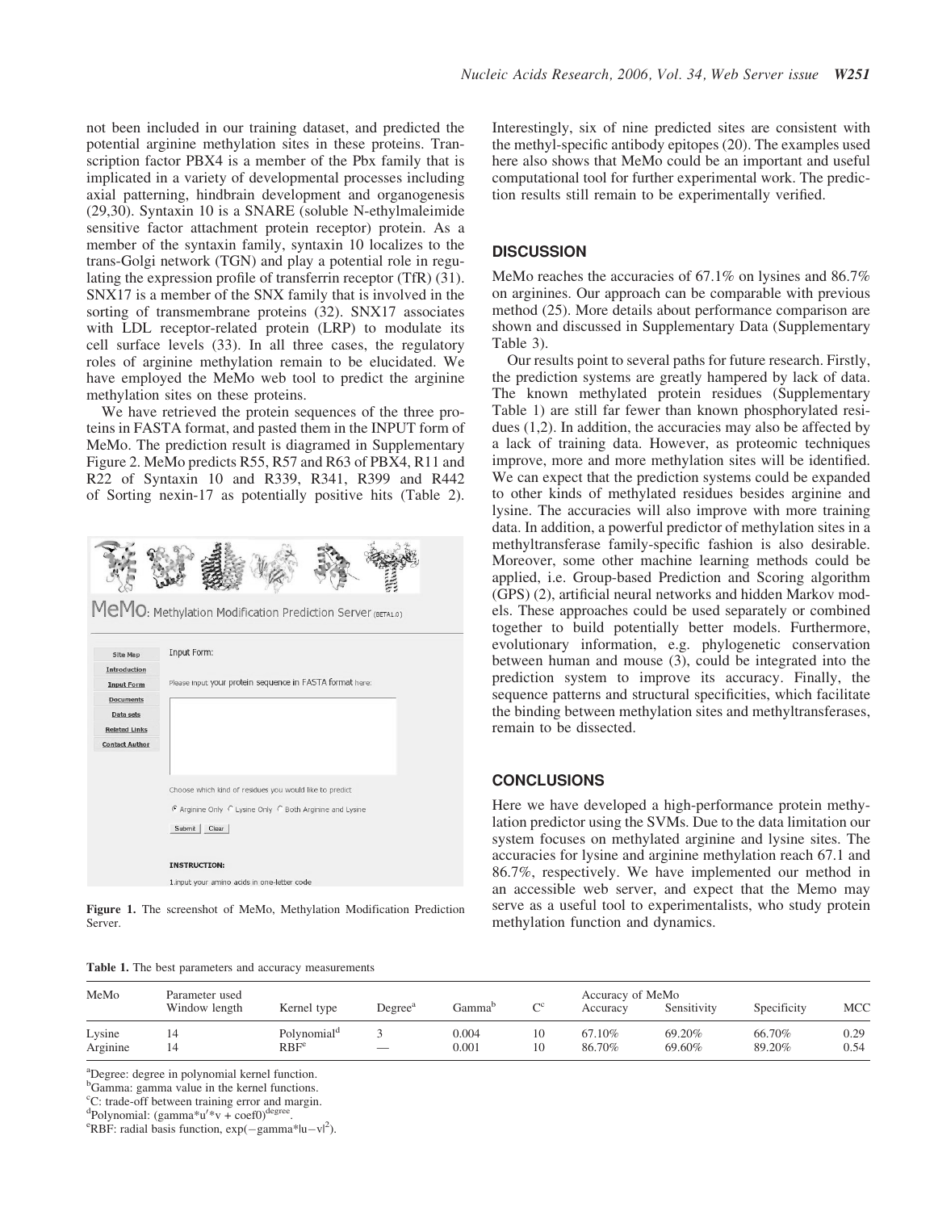not been included in our training dataset, and predicted the potential arginine methylation sites in these proteins. Transcription factor PBX4 is a member of the Pbx family that is implicated in a variety of developmental processes including axial patterning, hindbrain development and organogenesis (29,30). Syntaxin 10 is a SNARE (soluble N-ethylmaleimide sensitive factor attachment protein receptor) protein. As a member of the syntaxin family, syntaxin 10 localizes to the trans-Golgi network (TGN) and play a potential role in regulating the expression profile of transferrin receptor (TfR) (31). SNX17 is a member of the SNX family that is involved in the sorting of transmembrane proteins (32). SNX17 associates with LDL receptor-related protein (LRP) to modulate its cell surface levels (33). In all three cases, the regulatory roles of arginine methylation remain to be elucidated. We have employed the MeMo web tool to predict the arginine methylation sites on these proteins.

We have retrieved the protein sequences of the three proteins in FASTA format, and pasted them in the INPUT form of MeMo. The prediction result is diagramed in Supplementary Figure 2. MeMo predicts R55, R57 and R63 of PBX4, R11 and R22 of Syntaxin 10 and R339, R341, R399 and R442 of Sorting nexin-17 as potentially positive hits (Table 2).

**Figure 1.** The screenshot of MeMo, Methylation Modification Prediction Server.

Interestingly, six of nine predicted sites are consistent with the methyl-specific antibody epitopes (20). The examples used here also shows that MeMo could be an important and useful computational tool for further experimental work. The prediction results still remain to be experimentally verified.

## DISCUSSION

MeMo reaches the accuracies of 67.1% on lysines and 86.7% on arginines. Our approach can be comparable with previous method (25). More details about performance comparison are shown and discussed in Supplementary Data (Supplementary Table 3).

Our results point to several paths for future research. Firstly, the prediction systems are greatly hampered by lack of data. The known methylated protein residues (Supplementary Table 1) are still far fewer than known phosphorylated residues (1,2). In addition, the accuracies may also be affected by a lack of training data. However, as proteomic techniques improve, more and more methylation sites will be identified. We can expect that the prediction systems could be expanded to other kinds of methylated residues besides arginine and lysine. The accuracies will also improve with more training data. In addition, a powerful predictor of methylation sites in a methyltransferase family-specific fashion is also desirable. Moreover, some other machine learning methods could be applied, i.e. Group-based Prediction and Scoring algorithm (GPS) (2), artificial neural networks and hidden Markov models. These approaches could be used separately or combined together to build potentially better models. Furthermore, evolutionary information, e.g. phylogenetic conservation between human and mouse (3), could be integrated into the prediction system to improve its accuracy. Finally, the sequence patterns and structural specificities, which facilitate the binding between methylation sites and methyltransferases, remain to be dissected.

## CONCLUSIONS

Here we have developed a high-performance protein methylation predictor using the SVMs. Due to the data limitation our system focuses on methylated arginine and lysine sites. The accuracies for lysine and arginine methylation reach 67.1 and 86.7%, respectively. We have implemented our method in an accessible web server, and expect that the Memo may serve as a useful tool to experimentalists, who study protein methylation function and dynamics.

**Table 1.** The best parameters and accuracy measurements

| MeMo | Parameter used | | | | | Accuracy of MeMo | | | |
|---|---|---|---|---|---|---|---|---|---|
| | Window length | Kernel type | Degree[a] | Gamma[b] | C[c] | Accuracy | Sensitivity | Specificity | MCC |
| Lysine | 14 | Polynomial[d] | 3 | 0.004 | 10 | 67.10% | 69.20% | 66.70% | 0.29 |
| Arginine | 14 | RBF[e] | — | 0.001 | 10 | 86.70% | 69.60% | 89.20% | 0.54 |

[a]Degree: degree in polynomial kernel function.
[b]Gamma: gamma value in the kernel functions.
[c]C: trade-off between training error and margin.
[d]Polynomial: $(\text{gamma}*u'*v + \text{coef0})^{\text{degree}}$.
[e]RBF: radial basis function, $\exp(-\text{gamma}*|u-v|^2)$.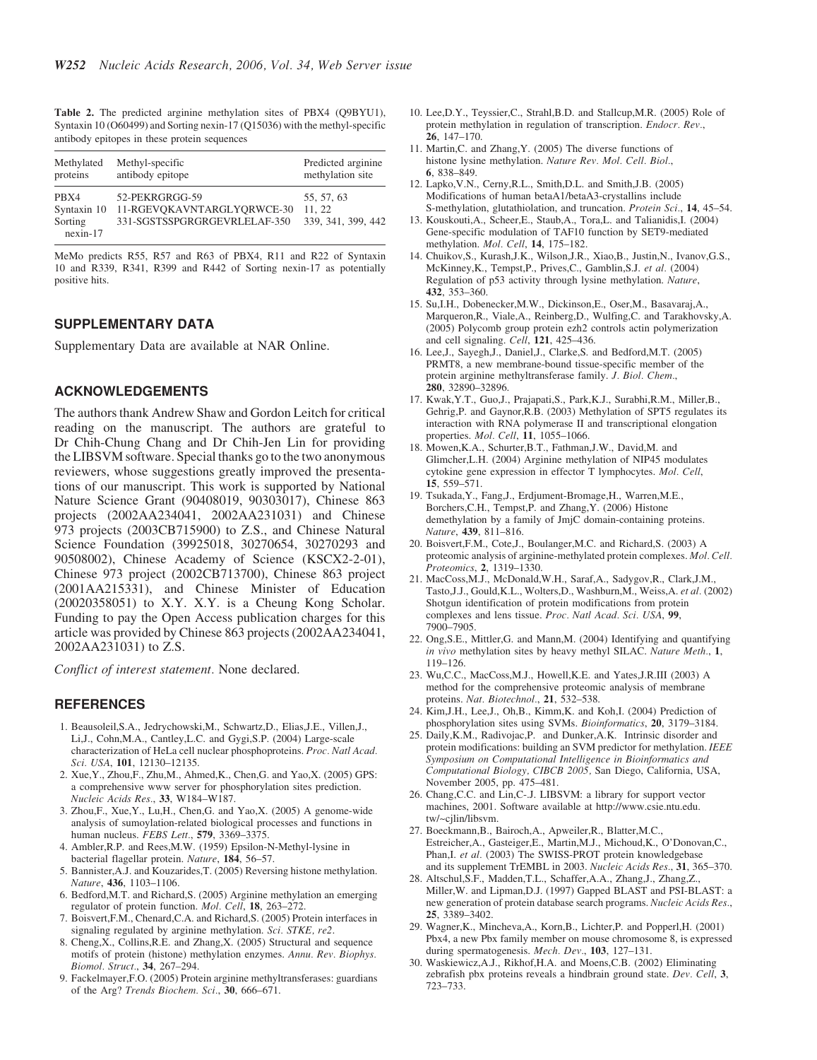**Table 2.** The predicted arginine methylation sites of PBX4 (Q9BYU1), Syntaxin 10 (O60499) and Sorting nexin-17 (Q15036) with the methyl-specific antibody epitopes in these protein sequences

| Methylated proteins | Methyl-specific antibody epitope | Predicted arginine methylation site |
|---|---|---|
| PBX4 | 52-PEKRGRGG-59 | 55, 57, 63 |
| Syntaxin 10 | 11-RGEVQKAVNTARGLYQRWCE-30 | 11, 22 |
| Sorting nexin-17 | 331-SGSTSSPGRGRGEVRLELAF-350 | 339, 341, 399, 442 |

MeMo predicts R55, R57 and R63 of PBX4, R11 and R22 of Syntaxin 10 and R339, R341, R399 and R442 of Sorting nexin-17 as potentially positive hits.

## SUPPLEMENTARY DATA

Supplementary Data are available at NAR Online.

## ACKNOWLEDGEMENTS

The authors thank Andrew Shaw and Gordon Leitch for critical reading on the manuscript. The authors are grateful to Dr Chih-Chung Chang and Dr Chih-Jen Lin for providing the LIBSVM software. Special thanks go to the two anonymous reviewers, whose suggestions greatly improved the presentations of our manuscript. This work is supported by National Nature Science Grant (90408019, 90303017), Chinese 863 projects (2002AA234041, 2002AA231031) and Chinese 973 projects (2003CB715900) to Z.S., and Chinese Natural Science Foundation (39925018, 30270654, 30270293 and 90508002), Chinese Academy of Science (KSCX2-2-01), Chinese 973 project (2002CB713700), Chinese 863 project (2001AA215331), and Chinese Minister of Education (20020358051) to X.Y. X.Y. is a Cheung Kong Scholar. Funding to pay the Open Access publication charges for this article was provided by Chinese 863 projects (2002AA234041, 2002AA231031) to Z.S.

*Conflict of interest statement.* None declared.

## REFERENCES

1. Beausoleil,S.A., Jedrychowski,M., Schwartz,D., Elias,J.E., Villen,J., Li,J., Cohn,M.A., Cantley,L.C. and Gygi,S.P. (2004) Large-scale characterization of HeLa cell nuclear phosphoproteins. *Proc. Natl Acad. Sci. USA*, **101**, 12130–12135.
2. Xue,Y., Zhou,F., Zhu,M., Ahmed,K., Chen,G. and Yao,X. (2005) GPS: a comprehensive www server for phosphorylation sites prediction. *Nucleic Acids Res.*, **33**, W184–W187.
3. Zhou,F., Xue,Y., Lu,H., Chen,G. and Yao,X. (2005) A genome-wide analysis of sumoylation-related biological processes and functions in human nucleus. *FEBS Lett.*, **579**, 3369–3375.
4. Ambler,R.P. and Rees,M.W. (1959) Epsilon-N-Methyl-lysine in bacterial flagellar protein. *Nature*, **184**, 56–57.
5. Bannister,A.J. and Kouzarides,T. (2005) Reversing histone methylation. *Nature*, **436**, 1103–1106.
6. Bedford,M.T. and Richard,S. (2005) Arginine methylation an emerging regulator of protein function. *Mol. Cell*, **18**, 263–272.
7. Boisvert,F.M., Chenard,C.A. and Richard,S. (2005) Protein interfaces in signaling regulated by arginine methylation. *Sci. STKE, re2*.
8. Cheng,X., Collins,R.E. and Zhang,X. (2005) Structural and sequence motifs of protein (histone) methylation enzymes. *Annu. Rev. Biophys. Biomol. Struct.*, **34**, 267–294.
9. Fackelmayer,F.O. (2005) Protein arginine methyltransferases: guardians of the Arg? *Trends Biochem. Sci.*, **30**, 666–671.
10. Lee,D.Y., Teyssier,C., Strahl,B.D. and Stallcup,M.R. (2005) Role of protein methylation in regulation of transcription. *Endocr. Rev.*, **26**, 147–170.
11. Martin,C. and Zhang,Y. (2005) The diverse functions of histone lysine methylation. *Nature Rev. Mol. Cell. Biol.*, **6**, 838–849.
12. Lapko,V.N., Cerny,R.L., Smith,D.L. and Smith,J.B. (2005) Modifications of human betaA1/betaA3-crystallins include S-methylation, glutathiolation, and truncation. *Protein Sci.*, **14**, 45–54.
13. Kouskouti,A., Scheer,E., Staub,A., Tora,L. and Talianidis,I. (2004) Gene-specific modulation of TAF10 function by SET9-mediated methylation. *Mol. Cell*, **14**, 175–182.
14. Chuikov,S., Kurash,J.K., Wilson,J.R., Xiao,B., Justin,N., Ivanov,G.S., McKinney,K., Tempst,P., Prives,C., Gamblin,S.J. *et al.* (2004) Regulation of p53 activity through lysine methylation. *Nature*, **432**, 353–360.
15. Su,I.H., Dobenecker,M.W., Dickinson,E., Oser,M., Basavaraj,A., Marqueron,R., Viale,A., Reinberg,D., Wulfing,C. and Tarakhovsky,A. (2005) Polycomb group protein ezh2 controls actin polymerization and cell signaling. *Cell*, **121**, 425–436.
16. Lee,J., Sayegh,J., Daniel,J., Clarke,S. and Bedford,M.T. (2005) PRMT8, a new membrane-bound tissue-specific member of the protein arginine methyltransferase family. *J. Biol. Chem.*, **280**, 32890–32896.
17. Kwak,Y.T., Guo,J., Prajapati,S., Park,K.J., Surabhi,R.M., Miller,B., Gehrig,P. and Gaynor,R.B. (2003) Methylation of SPT5 regulates its interaction with RNA polymerase II and transcriptional elongation properties. *Mol. Cell*, **11**, 1055–1066.
18. Mowen,K.A., Schurter,B.T., Fathman,J.W., David,M. and Glimcher,L.H. (2004) Arginine methylation of NIP45 modulates cytokine gene expression in effector T lymphocytes. *Mol. Cell*, **15**, 559–571.
19. Tsukada,Y., Fang,J., Erdjument-Bromage,H., Warren,M.E., Borchers,C.H., Tempst,P. and Zhang,Y. (2006) Histone demethylation by a family of JmjC domain-containing proteins. *Nature*, **439**, 811–816.
20. Boisvert,F.M., Cote,J., Boulanger,M.C. and Richard,S. (2003) A proteomic analysis of arginine-methylated protein complexes. *Mol. Cell. Proteomics*, **2**, 1319–1330.
21. MacCoss,M.J., McDonald,W.H., Saraf,A., Sadygov,R., Clark,J.M., Tasto,J.J., Gould,K.L., Wolters,D., Washburn,M., Weiss,A. *et al.* (2002) Shotgun identification of protein modifications from protein complexes and lens tissue. *Proc. Natl Acad. Sci. USA*, **99**, 7900–7905.
22. Ong,S.E., Mittler,G. and Mann,M. (2004) Identifying and quantifying *in vivo* methylation sites by heavy methyl SILAC. *Nature Meth.*, **1**, 119–126.
23. Wu,C.C., MacCoss,M.J., Howell,K.E. and Yates,J.R.III (2003) A method for the comprehensive proteomic analysis of membrane proteins. *Nat. Biotechnol.*, **21**, 532–538.
24. Kim,J.H., Lee,J., Oh,B., Kimm,K. and Koh,I. (2004) Prediction of phosphorylation sites using SVMs. *Bioinformatics*, **20**, 3179–3184.
25. Daily,K.M., Radivojac,P. and Dunker,A.K. Intrinsic disorder and protein modifications: building an SVM predictor for methylation. *IEEE Symposium on Computational Intelligence in Bioinformatics and Computational Biology, CIBCB 2005*, San Diego, California, USA, November 2005, pp. 475–481.
26. Chang,C.C. and Lin,C-J. LIBSVM: a library for support vector machines, 2001. Software available at http://www.csie.ntu.edu.tw/~cjlin/libsvm.
27. Boeckmann,B., Bairoch,A., Apweiler,R., Blatter,M.C., Estreicher,A., Gasteiger,E., Martin,M.J., Michoud,K., O'Donovan,C., Phan,I. *et al.* (2003) The SWISS-PROT protein knowledgebase and its supplement TrEMBL in 2003. *Nucleic Acids Res.*, **31**, 365–370.
28. Altschul,S.F., Madden,T.L., Schaffer,A.A., Zhang,J., Zhang,Z., Miller,W. and Lipman,D.J. (1997) Gapped BLAST and PSI-BLAST: a new generation of protein database search programs. *Nucleic Acids Res.*, **25**, 3389–3402.
29. Wagner,K., Mincheva,A., Korn,B., Lichter,P. and Popperl,H. (2001) Pbx4, a new Pbx family member on mouse chromosome 8, is expressed during spermatogenesis. *Mech. Dev.*, **103**, 127–131.
30. Waskiewicz,A.J., Rikhof,H.A. and Moens,C.B. (2002) Eliminating zebrafish pbx proteins reveals a hindbrain ground state. *Dev. Cell*, **3**, 723–733.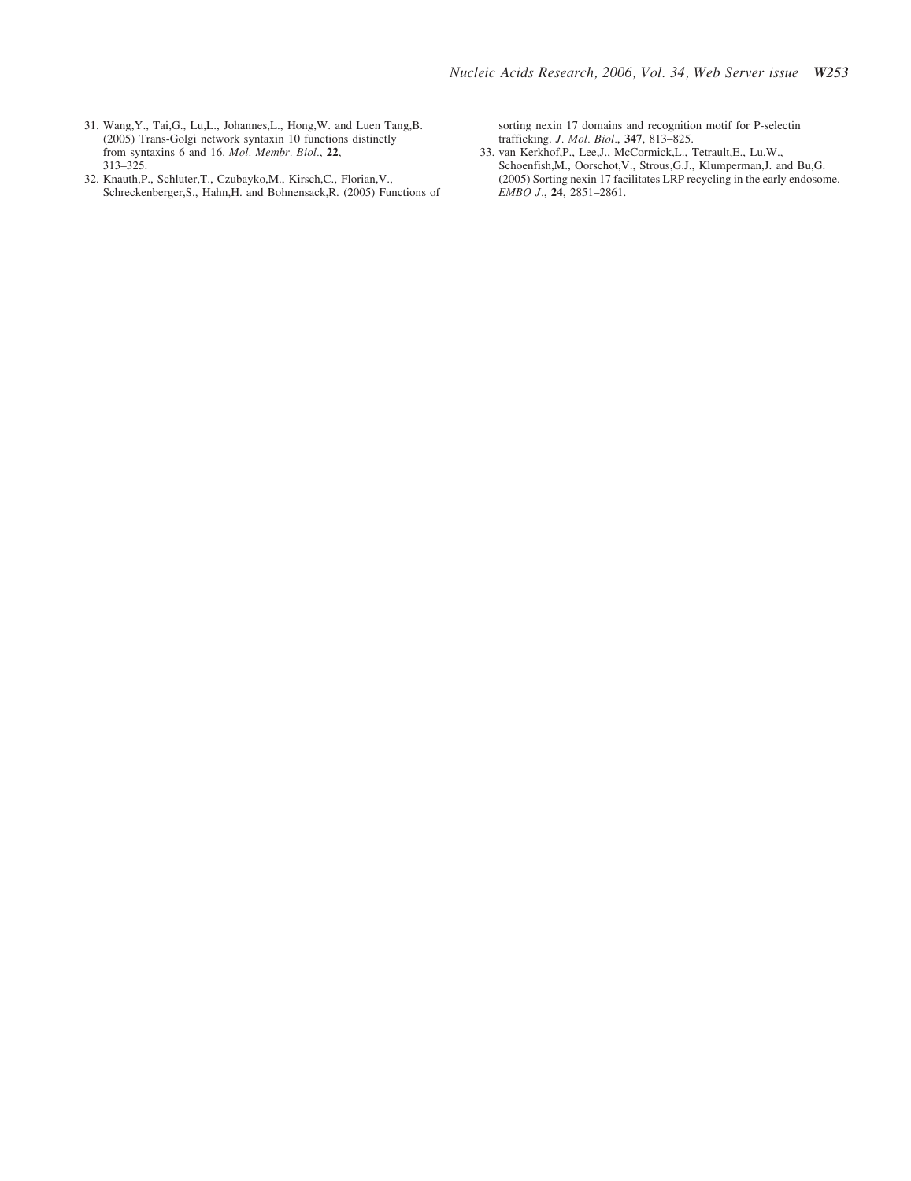31. Wang,Y., Tai,G., Lu,L., Johannes,L., Hong,W. and Luen Tang,B. (2005) Trans-Golgi network syntaxin 10 functions distinctly from syntaxins 6 and 16. *Mol. Membr. Biol.*, **22**, 313–325.
32. Knauth,P., Schluter,T., Czubayko,M., Kirsch,C., Florian,V., Schreckenberger,S., Hahn,H. and Bohnensack,R. (2005) Functions of sorting nexin 17 domains and recognition motif for P-selectin trafficking. *J. Mol. Biol.*, **347**, 813–825.
33. van Kerkhof,P., Lee,J., McCormick,L., Tetrault,E., Lu,W., Schoenfish,M., Oorschot,V., Strous,G.J., Klumperman,J. and Bu,G. (2005) Sorting nexin 17 facilitates LRP recycling in the early endosome. *EMBO J.*, **24**, 2851–2861.